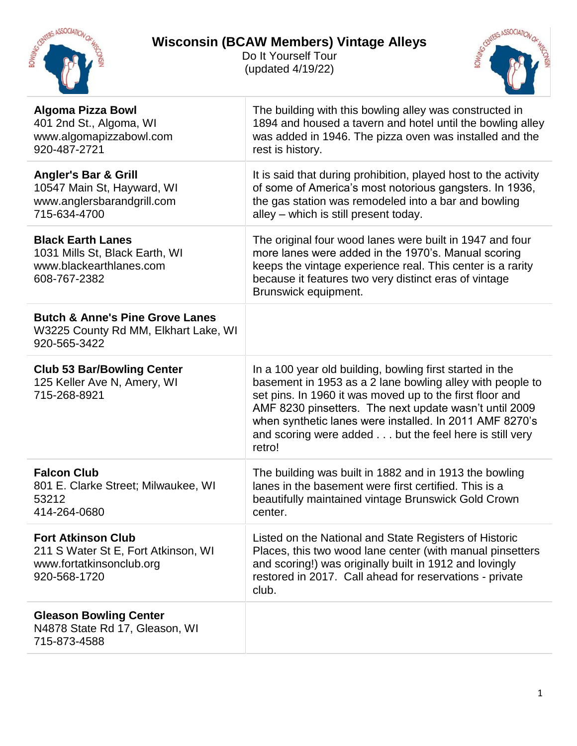# Wisconsin (BCAW Members) Vintage Alleys

Do It Yourself Tour
(updated 4/19/22)

| | |
|---|---|
| **Algoma Pizza Bowl**<br>401 2nd St., Algoma, WI<br>www.algomapizzabowl.com<br>920-487-2721 | The building with this bowling alley was constructed in 1894 and housed a tavern and hotel until the bowling alley was added in 1946. The pizza oven was installed and the rest is history. |
| **Angler's Bar & Grill**<br>10547 Main St, Hayward, WI<br>www.anglersbarandgrill.com<br>715-634-4700 | It is said that during prohibition, played host to the activity of some of America's most notorious gangsters. In 1936, the gas station was remodeled into a bar and bowling alley – which is still present today. |
| **Black Earth Lanes**<br>1031 Mills St, Black Earth, WI<br>www.blackearthlanes.com<br>608-767-2382 | The original four wood lanes were built in 1947 and four more lanes were added in the 1970's. Manual scoring keeps the vintage experience real. This center is a rarity because it features two very distinct eras of vintage Brunswick equipment. |
| **Butch & Anne's Pine Grove Lanes**<br>W3225 County Rd MM, Elkhart Lake, WI<br>920-565-3422 | |
| **Club 53 Bar/Bowling Center**<br>125 Keller Ave N, Amery, WI<br>715-268-8921 | In a 100 year old building, bowling first started in the basement in 1953 as a 2 lane bowling alley with people to set pins. In 1960 it was moved up to the first floor and AMF 8230 pinsetters. The next update wasn't until 2009 when synthetic lanes were installed. In 2011 AMF 8270's and scoring were added . . . but the feel here is still very retro! |
| **Falcon Club**<br>801 E. Clarke Street; Milwaukee, WI 53212<br>414-264-0680 | The building was built in 1882 and in 1913 the bowling lanes in the basement were first certified. This is a beautifully maintained vintage Brunswick Gold Crown center. |
| **Fort Atkinson Club**<br>211 S Water St E, Fort Atkinson, WI<br>www.fortatkinsonclub.org<br>920-568-1720 | Listed on the National and State Registers of Historic Places, this two wood lane center (with manual pinsetters and scoring!) was originally built in 1912 and lovingly restored in 2017. Call ahead for reservations - private club. |
| **Gleason Bowling Center**<br>N4878 State Rd 17, Gleason, WI<br>715-873-4588 | |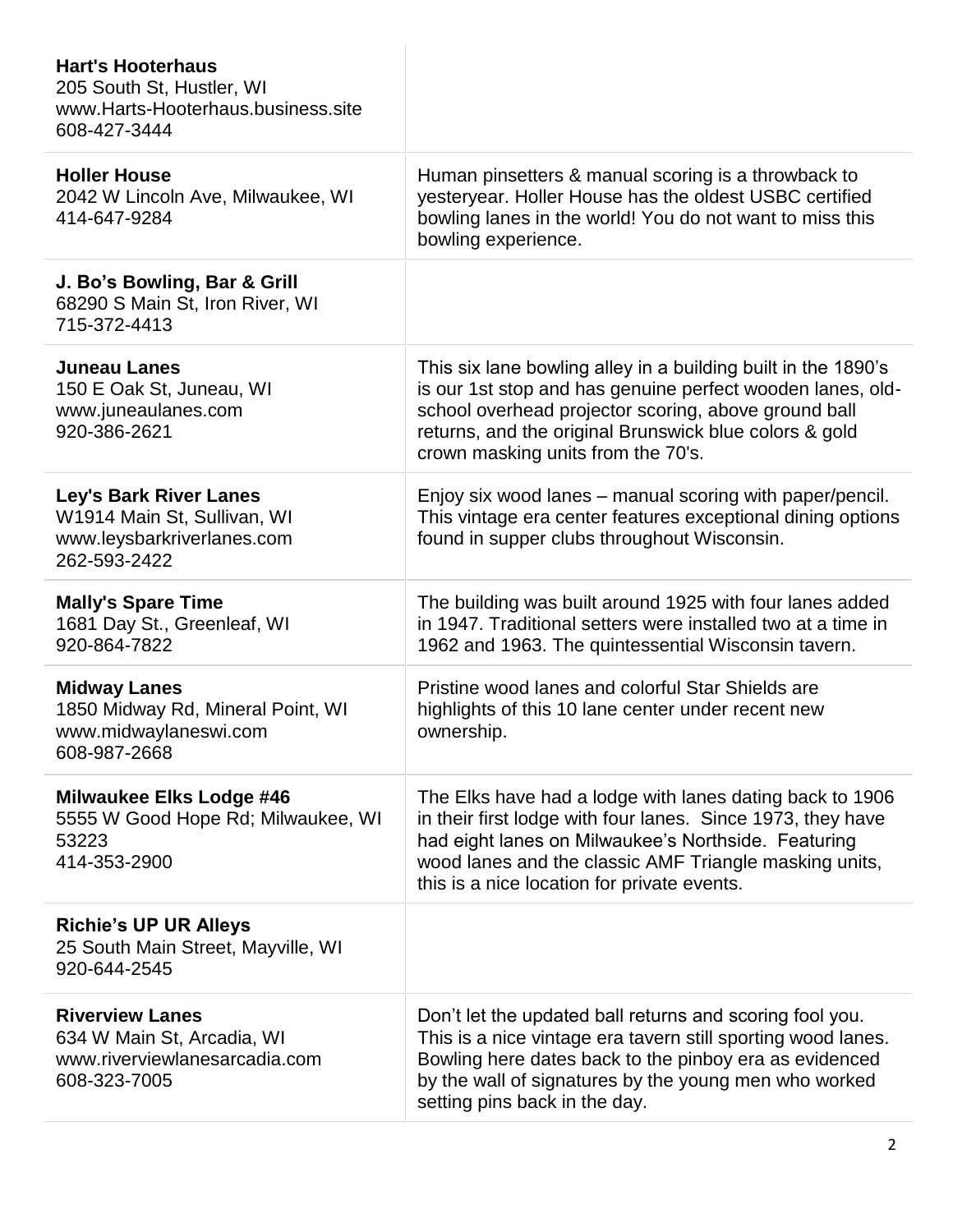| | |
|---|---|
| **Hart's Hooterhaus**<br>205 South St, Hustler, WI<br>www.Harts-Hooterhaus.business.site<br>608-427-3444 | |
| **Holler House**<br>2042 W Lincoln Ave, Milwaukee, WI<br>414-647-9284 | Human pinsetters & manual scoring is a throwback to yesteryear. Holler House has the oldest USBC certified bowling lanes in the world! You do not want to miss this bowling experience. |
| **J. Bo's Bowling, Bar & Grill**<br>68290 S Main St, Iron River, WI<br>715-372-4413 | |
| **Juneau Lanes**<br>150 E Oak St, Juneau, WI<br>www.juneaulanes.com<br>920-386-2621 | This six lane bowling alley in a building built in the 1890's is our 1st stop and has genuine perfect wooden lanes, old-school overhead projector scoring, above ground ball returns, and the original Brunswick blue colors & gold crown masking units from the 70's. |
| **Ley's Bark River Lanes**<br>W1914 Main St, Sullivan, WI<br>www.leysbarkriverlanes.com<br>262-593-2422 | Enjoy six wood lanes – manual scoring with paper/pencil. This vintage era center features exceptional dining options found in supper clubs throughout Wisconsin. |
| **Mally's Spare Time**<br>1681 Day St., Greenleaf, WI<br>920-864-7822 | The building was built around 1925 with four lanes added in 1947. Traditional setters were installed two at a time in 1962 and 1963. The quintessential Wisconsin tavern. |
| **Midway Lanes**<br>1850 Midway Rd, Mineral Point, WI<br>www.midwaylaneswi.com<br>608-987-2668 | Pristine wood lanes and colorful Star Shields are highlights of this 10 lane center under recent new ownership. |
| **Milwaukee Elks Lodge #46**<br>5555 W Good Hope Rd; Milwaukee, WI 53223<br>414-353-2900 | The Elks have had a lodge with lanes dating back to 1906 in their first lodge with four lanes. Since 1973, they have had eight lanes on Milwaukee's Northside. Featuring wood lanes and the classic AMF Triangle masking units, this is a nice location for private events. |
| **Richie's UP UR Alleys**<br>25 South Main Street, Mayville, WI<br>920-644-2545 | |
| **Riverview Lanes**<br>634 W Main St, Arcadia, WI<br>www.riverviewlanesarcadia.com<br>608-323-7005 | Don't let the updated ball returns and scoring fool you. This is a nice vintage era tavern still sporting wood lanes. Bowling here dates back to the pinboy era as evidenced by the wall of signatures by the young men who worked setting pins back in the day. |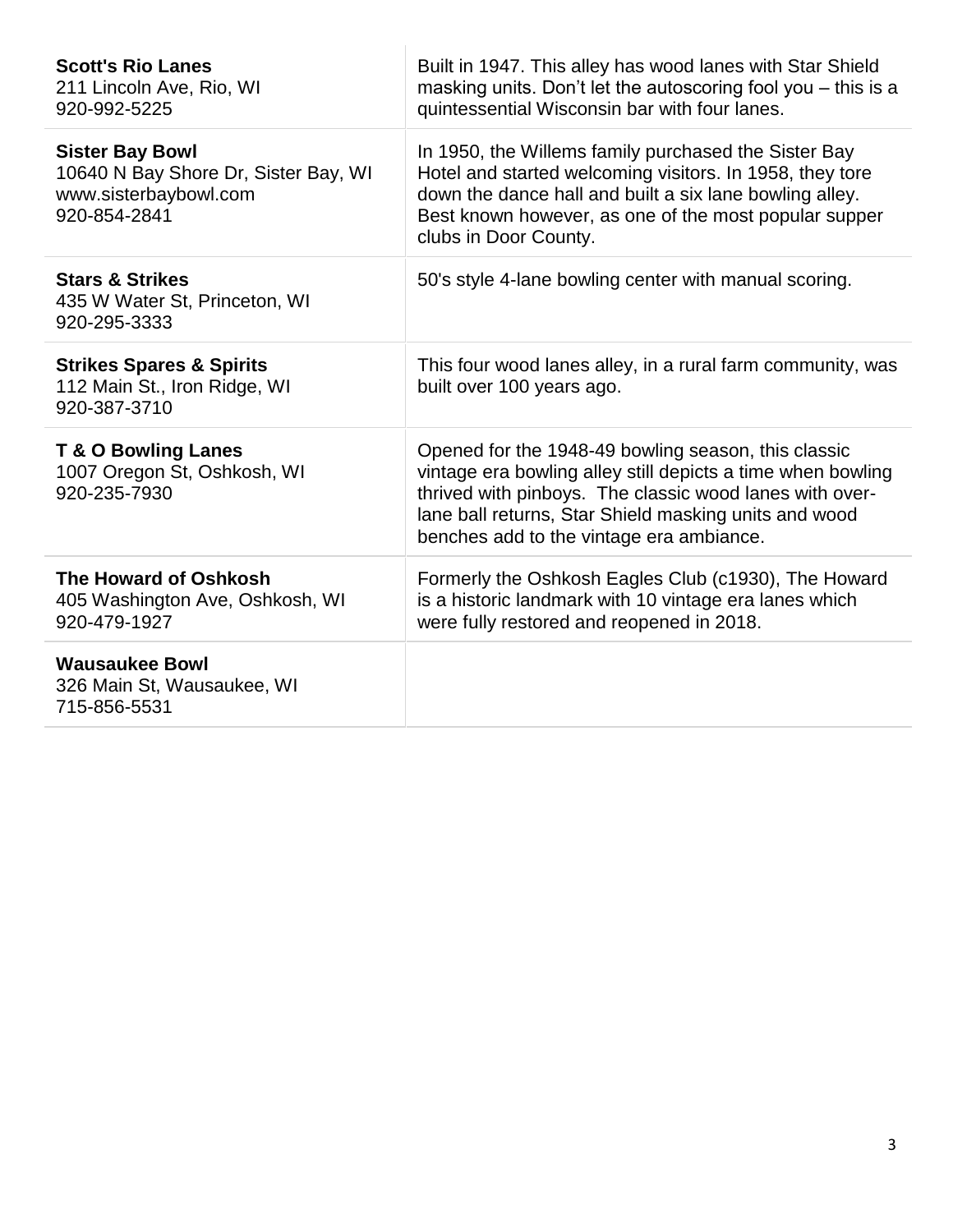| | |
|---|---|
| **Scott's Rio Lanes**<br>211 Lincoln Ave, Rio, WI<br>920-992-5225 | Built in 1947. This alley has wood lanes with Star Shield masking units. Don't let the autoscoring fool you – this is a quintessential Wisconsin bar with four lanes. |
| **Sister Bay Bowl**<br>10640 N Bay Shore Dr, Sister Bay, WI<br>www.sisterbaybowl.com<br>920-854-2841 | In 1950, the Willems family purchased the Sister Bay Hotel and started welcoming visitors. In 1958, they tore down the dance hall and built a six lane bowling alley. Best known however, as one of the most popular supper clubs in Door County. |
| **Stars & Strikes**<br>435 W Water St, Princeton, WI<br>920-295-3333 | 50's style 4-lane bowling center with manual scoring. |
| **Strikes Spares & Spirits**<br>112 Main St., Iron Ridge, WI<br>920-387-3710 | This four wood lanes alley, in a rural farm community, was built over 100 years ago. |
| **T & O Bowling Lanes**<br>1007 Oregon St, Oshkosh, WI<br>920-235-7930 | Opened for the 1948-49 bowling season, this classic vintage era bowling alley still depicts a time when bowling thrived with pinboys. The classic wood lanes with over-lane ball returns, Star Shield masking units and wood benches add to the vintage era ambiance. |
| **The Howard of Oshkosh**<br>405 Washington Ave, Oshkosh, WI<br>920-479-1927 | Formerly the Oshkosh Eagles Club (c1930), The Howard is a historic landmark with 10 vintage era lanes which were fully restored and reopened in 2018. |
| **Wausaukee Bowl**<br>326 Main St, Wausaukee, WI<br>715-856-5531 | |